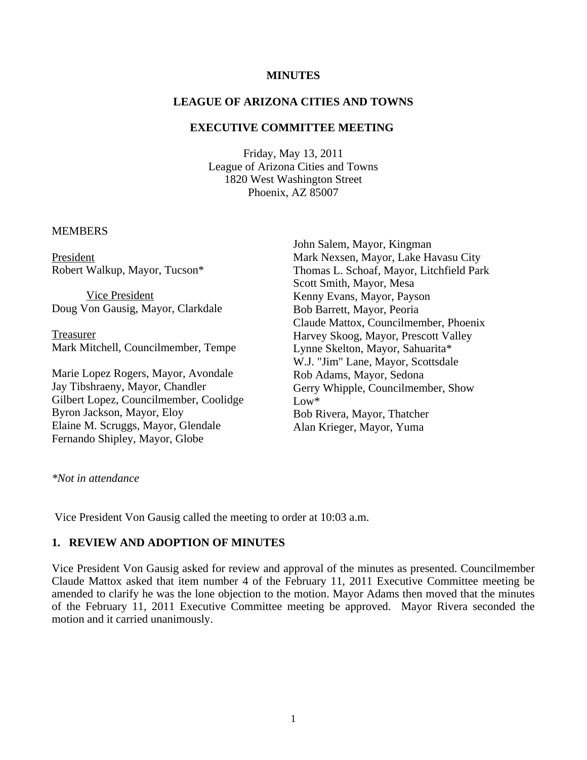**MINUTES**

**LEAGUE OF ARIZONA CITIES AND TOWNS**

**EXECUTIVE COMMITTEE MEETING**

Friday, May 13, 2011
League of Arizona Cities and Towns
1820 West Washington Street
Phoenix, AZ 85007

MEMBERS

President
Robert Walkup, Mayor, Tucson*

Vice President
Doug Von Gausig, Mayor, Clarkdale

Treasurer
Mark Mitchell, Councilmember, Tempe

Marie Lopez Rogers, Mayor, Avondale
Jay Tibshraeny, Mayor, Chandler
Gilbert Lopez, Councilmember, Coolidge
Byron Jackson, Mayor, Eloy
Elaine M. Scruggs, Mayor, Glendale
Fernando Shipley, Mayor, Globe
John Salem, Mayor, Kingman
Mark Nexsen, Mayor, Lake Havasu City
Thomas L. Schoaf, Mayor, Litchfield Park
Scott Smith, Mayor, Mesa
Kenny Evans, Mayor, Payson
Bob Barrett, Mayor, Peoria
Claude Mattox, Councilmember, Phoenix
Harvey Skoog, Mayor, Prescott Valley
Lynne Skelton, Mayor, Sahuarita*
W.J. "Jim" Lane, Mayor, Scottsdale
Rob Adams, Mayor, Sedona
Gerry Whipple, Councilmember, Show Low*
Bob Rivera, Mayor, Thatcher
Alan Krieger, Mayor, Yuma

*\*Not in attendance*

Vice President Von Gausig called the meeting to order at 10:03 a.m.

## 1. REVIEW AND ADOPTION OF MINUTES

Vice President Von Gausig asked for review and approval of the minutes as presented. Councilmember Claude Mattox asked that item number 4 of the February 11, 2011 Executive Committee meeting be amended to clarify he was the lone objection to the motion. Mayor Adams then moved that the minutes of the February 11, 2011 Executive Committee meeting be approved. Mayor Rivera seconded the motion and it carried unanimously.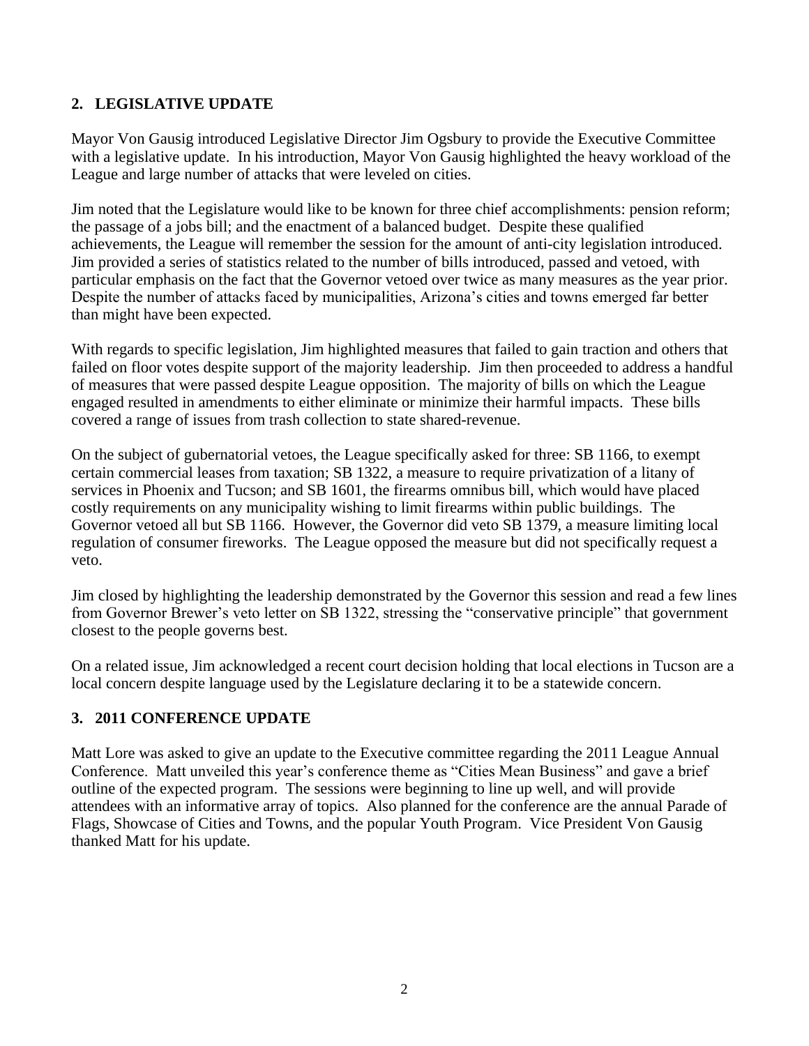## 2. LEGISLATIVE UPDATE

Mayor Von Gausig introduced Legislative Director Jim Ogsbury to provide the Executive Committee with a legislative update. In his introduction, Mayor Von Gausig highlighted the heavy workload of the League and large number of attacks that were leveled on cities.

Jim noted that the Legislature would like to be known for three chief accomplishments: pension reform; the passage of a jobs bill; and the enactment of a balanced budget. Despite these qualified achievements, the League will remember the session for the amount of anti-city legislation introduced. Jim provided a series of statistics related to the number of bills introduced, passed and vetoed, with particular emphasis on the fact that the Governor vetoed over twice as many measures as the year prior. Despite the number of attacks faced by municipalities, Arizona's cities and towns emerged far better than might have been expected.

With regards to specific legislation, Jim highlighted measures that failed to gain traction and others that failed on floor votes despite support of the majority leadership. Jim then proceeded to address a handful of measures that were passed despite League opposition. The majority of bills on which the League engaged resulted in amendments to either eliminate or minimize their harmful impacts. These bills covered a range of issues from trash collection to state shared-revenue.

On the subject of gubernatorial vetoes, the League specifically asked for three: SB 1166, to exempt certain commercial leases from taxation; SB 1322, a measure to require privatization of a litany of services in Phoenix and Tucson; and SB 1601, the firearms omnibus bill, which would have placed costly requirements on any municipality wishing to limit firearms within public buildings. The Governor vetoed all but SB 1166. However, the Governor did veto SB 1379, a measure limiting local regulation of consumer fireworks. The League opposed the measure but did not specifically request a veto.

Jim closed by highlighting the leadership demonstrated by the Governor this session and read a few lines from Governor Brewer's veto letter on SB 1322, stressing the "conservative principle" that government closest to the people governs best.

On a related issue, Jim acknowledged a recent court decision holding that local elections in Tucson are a local concern despite language used by the Legislature declaring it to be a statewide concern.

## 3. 2011 CONFERENCE UPDATE

Matt Lore was asked to give an update to the Executive committee regarding the 2011 League Annual Conference. Matt unveiled this year's conference theme as "Cities Mean Business" and gave a brief outline of the expected program. The sessions were beginning to line up well, and will provide attendees with an informative array of topics. Also planned for the conference are the annual Parade of Flags, Showcase of Cities and Towns, and the popular Youth Program. Vice President Von Gausig thanked Matt for his update.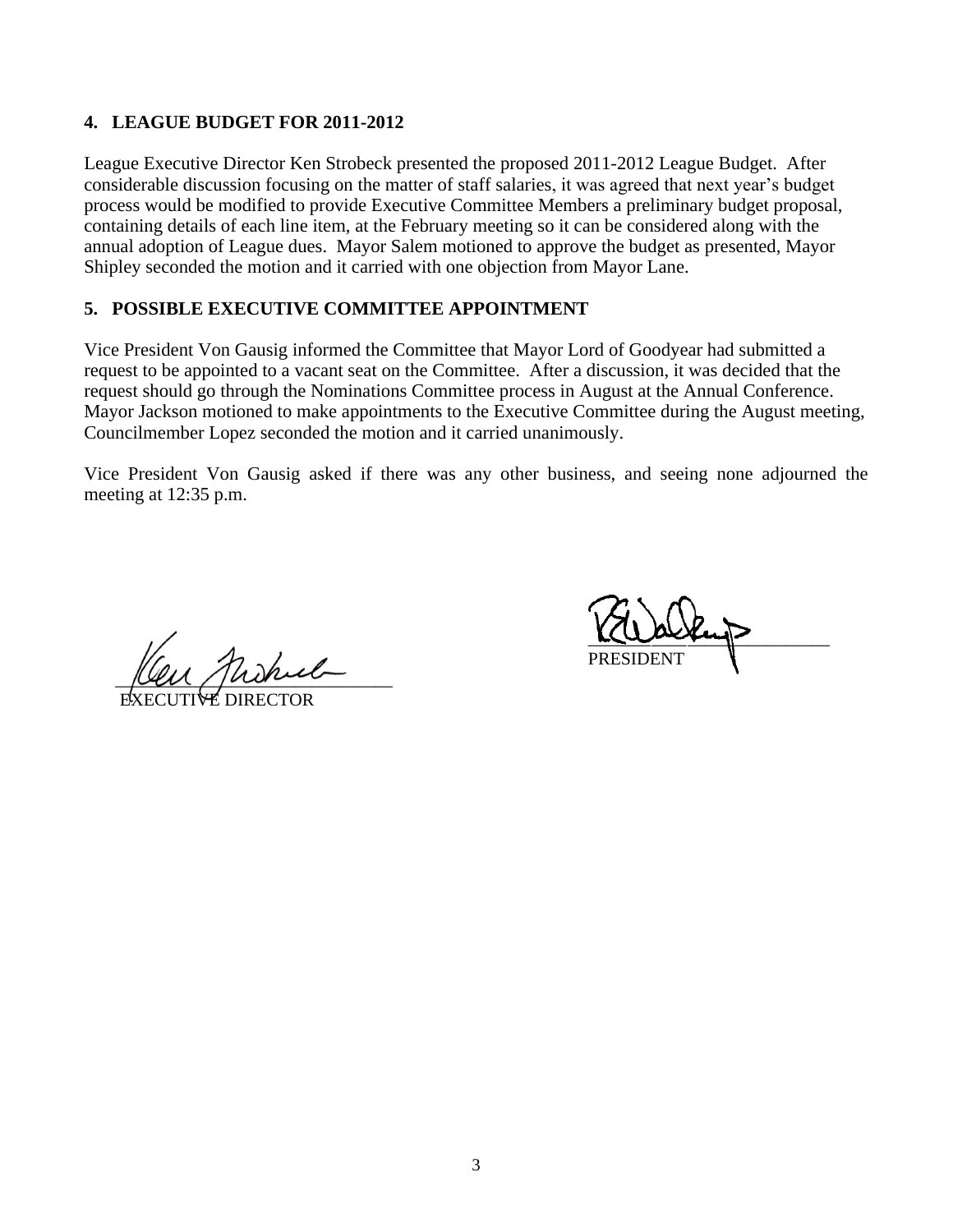## 4. LEAGUE BUDGET FOR 2011-2012

League Executive Director Ken Strobeck presented the proposed 2011-2012 League Budget. After considerable discussion focusing on the matter of staff salaries, it was agreed that next year's budget process would be modified to provide Executive Committee Members a preliminary budget proposal, containing details of each line item, at the February meeting so it can be considered along with the annual adoption of League dues. Mayor Salem motioned to approve the budget as presented, Mayor Shipley seconded the motion and it carried with one objection from Mayor Lane.

## 5. POSSIBLE EXECUTIVE COMMITTEE APPOINTMENT

Vice President Von Gausig informed the Committee that Mayor Lord of Goodyear had submitted a request to be appointed to a vacant seat on the Committee. After a discussion, it was decided that the request should go through the Nominations Committee process in August at the Annual Conference. Mayor Jackson motioned to make appointments to the Executive Committee during the August meeting, Councilmember Lopez seconded the motion and it carried unanimously.

Vice President Von Gausig asked if there was any other business, and seeing none adjourned the meeting at 12:35 p.m.

\_\_\_\_\_\_\_\_\_\_\_\_\_\_\_\_\_\_\_\_\_\_\_\_\_\_\_\_
EXECUTIVE DIRECTOR

\_\_\_\_\_\_\_\_\_\_\_\_\_\_\_\_\_\_\_\_\_\_\_\_\_\_\_\_
PRESIDENT